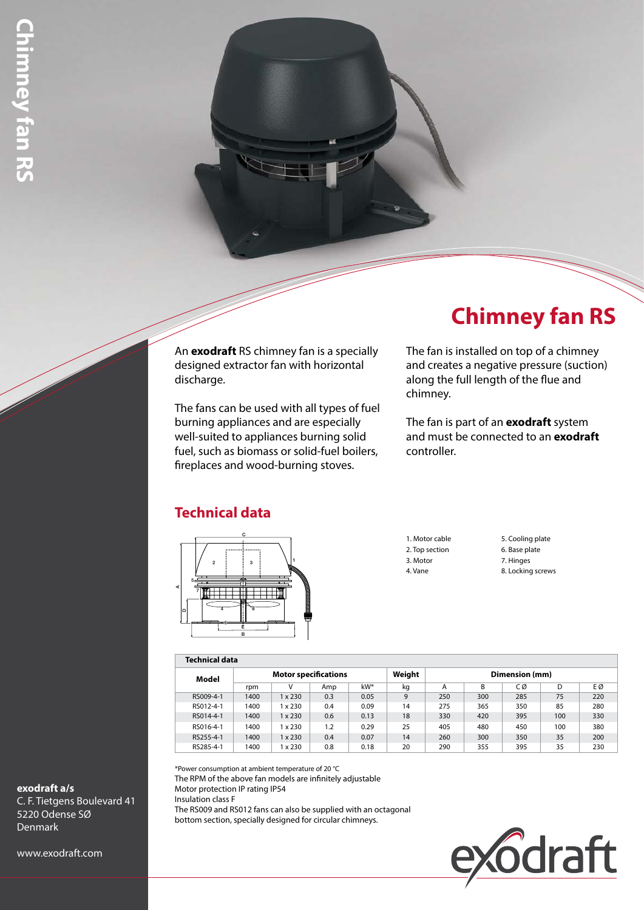# Chimney fan RS

An **exodraft** RS chimney fan is a specially designed extractor fan with horizontal discharge.

The fans can be used with all types of fuel burning appliances and are especially well-suited to appliances burning solid fuel, such as biomass or solid-fuel boilers, fireplaces and wood-burning stoves.

The fan is installed on top of a chimney and creates a negative pressure (suction) along the full length of the flue and chimney.

The fan is part of an **exodraft** system and must be connected to an **exodraft** controller.

## Technical data

1. Motor cable
2. Top section
3. Motor
4. Vane
5. Cooling plate
6. Base plate
7. Hinges
8. Locking screws

**Technical data**

| Model | Motor specifications | | | | Weight | Dimension (mm) | | | | |
|---|---|---|---|---|---|---|---|---|---|---|
| | rpm | V | Amp | kW* | kg | A | B | C Ø | D | E Ø |
| RS009-4-1 | 1400 | 1 x 230 | 0.3 | 0.05 | 9 | 250 | 300 | 285 | 75 | 220 |
| RS012-4-1 | 1400 | 1 x 230 | 0.4 | 0.09 | 14 | 275 | 365 | 350 | 85 | 280 |
| RS014-4-1 | 1400 | 1 x 230 | 0.6 | 0.13 | 18 | 330 | 420 | 395 | 100 | 330 |
| RS016-4-1 | 1400 | 1 x 230 | 1.2 | 0.29 | 25 | 405 | 480 | 450 | 100 | 380 |
| RS255-4-1 | 1400 | 1 x 230 | 0.4 | 0.07 | 14 | 260 | 300 | 350 | 35 | 200 |
| RS285-4-1 | 1400 | 1 x 230 | 0.8 | 0.18 | 20 | 290 | 355 | 395 | 35 | 230 |

*Power consumption at ambient temperature of 20 °C
The RPM of the above fan models are infinitely adjustable
Motor protection IP rating IP54
Insulation class F
The RS009 and RS012 fans can also be supplied with an octagonal bottom section, specially designed for circular chimneys.

**exodraft a/s**
C. F. Tietgens Boulevard 41
5220 Odense SØ
Denmark

www.exodraft.com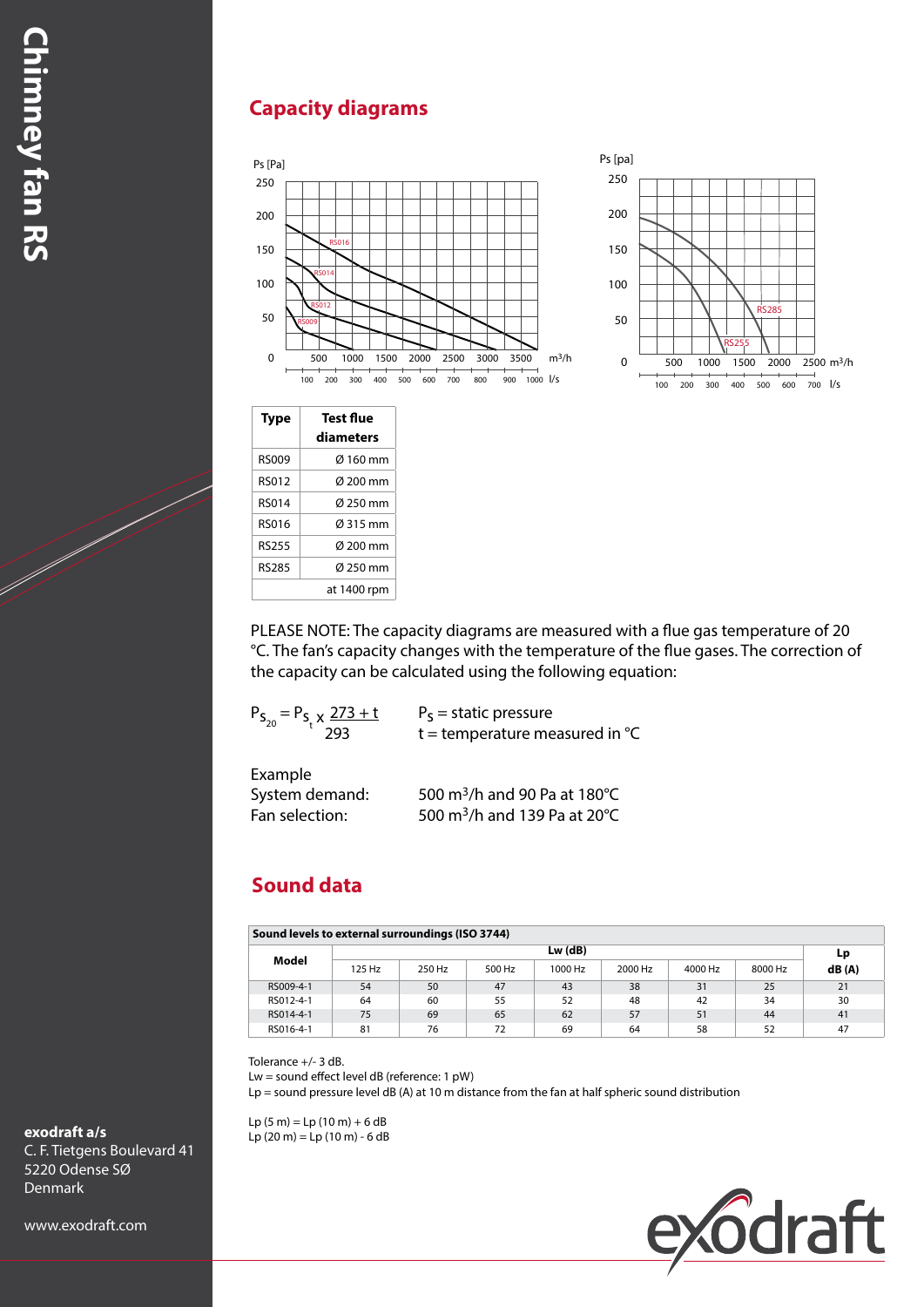## Capacity diagrams

Ps [Pa]
250
200
150
100
50
0
500 1000 1500 2000 2500 3000 3500 m³/h
100 200 300 400 500 600 700 800 900 1000 l/s
RS016
RS014
RS012
RS009

Ps [pa]
250
200
150
100
50
0
500 1000 1500 2000 2500 m³/h
100 200 300 400 500 600 700 l/s
RS285
RS255

| Type | Test flue diameters |
|---|---|
| RS009 | Ø 160 mm |
| RS012 | Ø 200 mm |
| RS014 | Ø 250 mm |
| RS016 | Ø 315 mm |
| RS255 | Ø 200 mm |
| RS285 | Ø 250 mm |
| | at 1400 rpm |

PLEASE NOTE: The capacity diagrams are measured with a flue gas temperature of 20 °C. The fan's capacity changes with the temperature of the flue gases. The correction of the capacity can be calculated using the following equation:

$$P_{S_{20}} = P_{S_t} \times \frac{273 + t}{293}$$

$P_S$ = static pressure
t = temperature measured in °C

Example
System demand: 500 m³/h and 90 Pa at 180°C
Fan selection: 500 m³/h and 139 Pa at 20°C

## Sound data

**Sound levels to external surroundings (ISO 3744)**

| Model | Lw (dB) | | | | | | | Lp |
|---|---|---|---|---|---|---|---|---|
| | 125 Hz | 250 Hz | 500 Hz | 1000 Hz | 2000 Hz | 4000 Hz | 8000 Hz | dB (A) |
| RS009-4-1 | 54 | 50 | 47 | 43 | 38 | 31 | 25 | 21 |
| RS012-4-1 | 64 | 60 | 55 | 52 | 48 | 42 | 34 | 30 |
| RS014-4-1 | 75 | 69 | 65 | 62 | 57 | 51 | 44 | 41 |
| RS016-4-1 | 81 | 76 | 72 | 69 | 64 | 58 | 52 | 47 |

Tolerance +/- 3 dB.
Lw = sound effect level dB (reference: 1 pW)
Lp = sound pressure level dB (A) at 10 m distance from the fan at half spheric sound distribution

Lp (5 m) = Lp (10 m) + 6 dB
Lp (20 m) = Lp (10 m) - 6 dB

**exodraft a/s**
C. F. Tietgens Boulevard 41
5220 Odense SØ
Denmark

www.exodraft.com